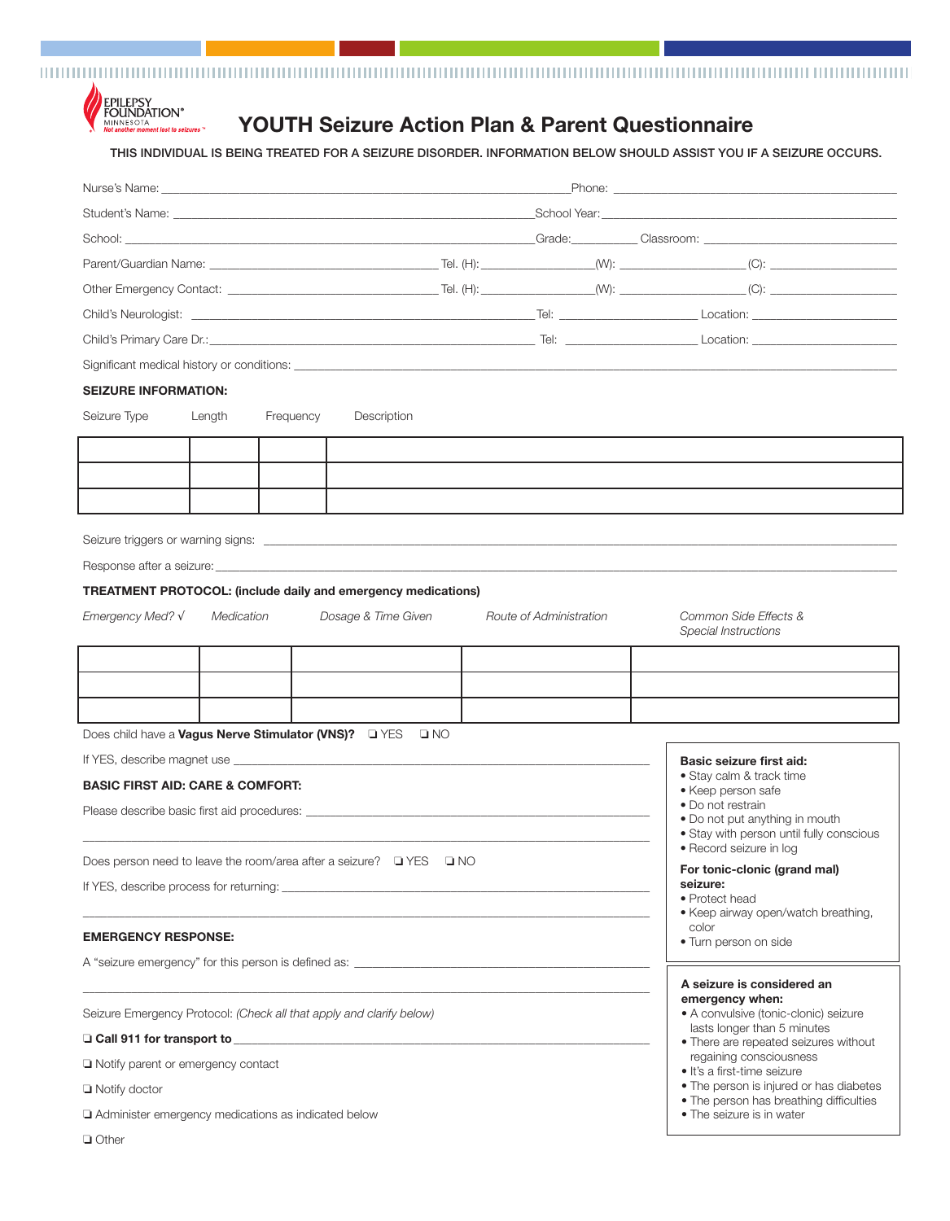EPILEPSY FOUNDATION® MINNESOTA
*Not another moment lost to seizures™*

# YOUTH Seizure Action Plan & Parent Questionnaire

THIS INDIVIDUAL IS BEING TREATED FOR A SEIZURE DISORDER. INFORMATION BELOW SHOULD ASSIST YOU IF A SEIZURE OCCURS.

Nurse's Name: ______________________________ Phone: ______________________________

Student's Name: ______________________________ School Year: ______________________________

School: ______________________________ Grade: __________ Classroom: ______________________________

Parent/Guardian Name: ______________________ Tel. (H): ______________ (W): ______________ (C): ______________

Other Emergency Contact: ______________________ Tel. (H): ______________ (W): ______________ (C): ______________

Child's Neurologist: ______________________________ Tel: ______________ Location: ______________

Child's Primary Care Dr.: ______________________________ Tel: ______________ Location: ______________

Significant medical history or conditions: ______________________________________________

**SEIZURE INFORMATION:**

| Seizure Type | Length | Frequency | Description |
|---|---|---|---|
| | | | |
| | | | |
| | | | |

Seizure triggers or warning signs: ______________________________________________

Response after a seizure: ______________________________________________

**TREATMENT PROTOCOL: (include daily and emergency medications)**

| *Emergency Med? √* | *Medication* | *Dosage & Time Given* | *Route of Administration* | *Common Side Effects & Special Instructions* |
|---|---|---|---|---|
| | | | | |
| | | | | |
| | | | | |

Does child have a **Vagus Nerve Stimulator (VNS)?** ❑ YES ❑ NO

If YES, describe magnet use ______________________________________________

**BASIC FIRST AID: CARE & COMFORT:**

Please describe basic first aid procedures: ______________________________________________

______________________________________________

Does person need to leave the room/area after a seizure? ❑ YES ❑ NO

If YES, describe process for returning: ______________________________________________

______________________________________________

**EMERGENCY RESPONSE:**

A "seizure emergency" for this person is defined as: ______________________________________________

______________________________________________

Seizure Emergency Protocol: *(Check all that apply and clarify below)*

❑ **Call 911 for transport to** ______________________________________________

❑ Notify parent or emergency contact

❑ Notify doctor

❑ Administer emergency medications as indicated below

❑ Other

**Basic seizure first aid:**
- Stay calm & track time
- Keep person safe
- Do not restrain
- Do not put anything in mouth
- Stay with person until fully conscious
- Record seizure in log

**For tonic-clonic (grand mal) seizure:**
- Protect head
- Keep airway open/watch breathing, color
- Turn person on side

**A seizure is considered an emergency when:**
- A convulsive (tonic-clonic) seizure lasts longer than 5 minutes
- There are repeated seizures without regaining consciousness
- It's a first-time seizure
- The person is injured or has diabetes
- The person has breathing difficulties
- The seizure is in water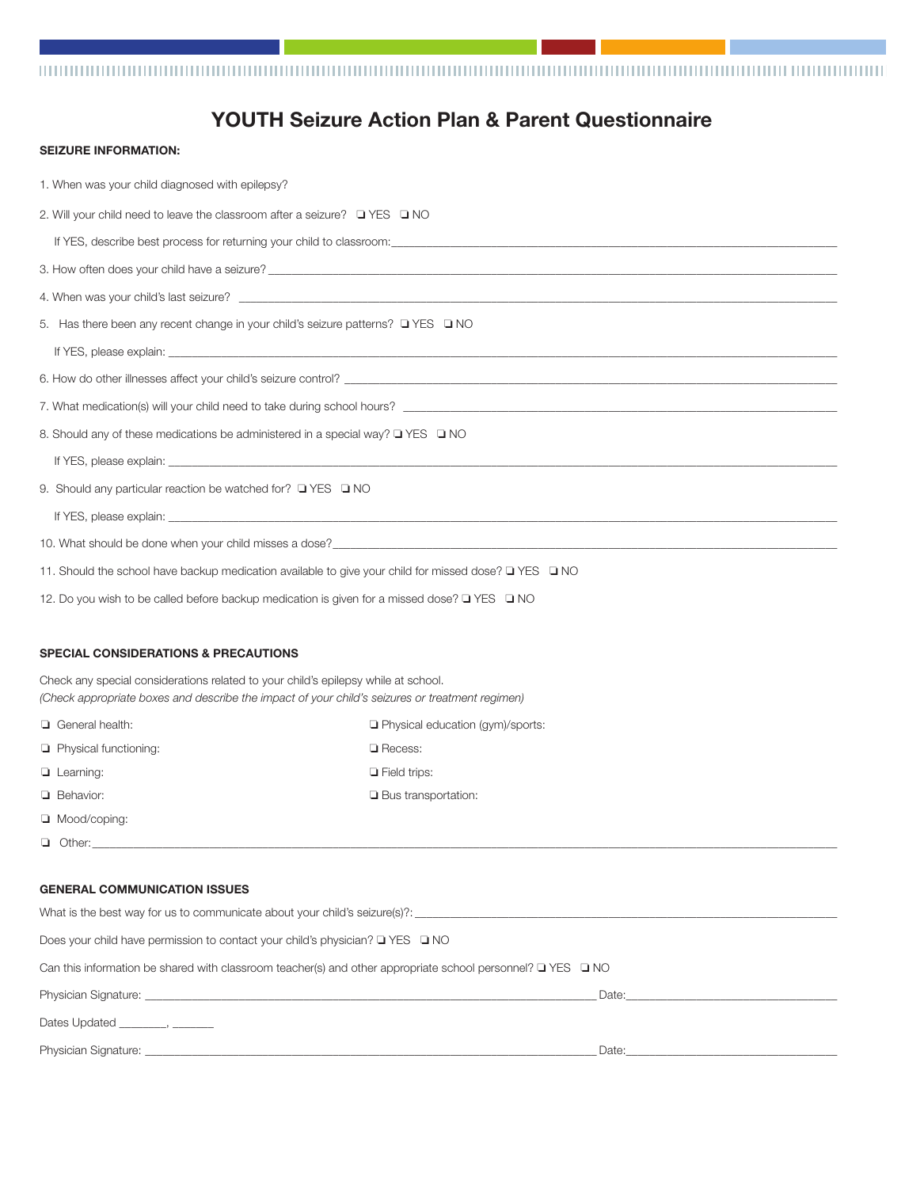# YOUTH Seizure Action Plan & Parent Questionnaire

**SEIZURE INFORMATION:**

1. When was your child diagnosed with epilepsy?

2. Will your child need to leave the classroom after a seizure? ❑ YES ❑ NO

   If YES, describe best process for returning your child to classroom:\_\_\_\_\_\_\_\_\_\_\_\_\_\_\_\_\_\_\_\_\_\_\_\_\_\_\_\_\_\_\_\_\_\_\_\_\_\_\_\_

3. How often does your child have a seizure? \_\_\_\_\_\_\_\_\_\_\_\_\_\_\_\_\_\_\_\_\_\_\_\_\_\_\_\_\_\_\_\_\_\_\_\_\_\_\_\_

4. When was your child's last seizure? \_\_\_\_\_\_\_\_\_\_\_\_\_\_\_\_\_\_\_\_\_\_\_\_\_\_\_\_\_\_\_\_\_\_\_\_\_\_\_\_

5. Has there been any recent change in your child's seizure patterns? ❑ YES ❑ NO

   If YES, please explain: \_\_\_\_\_\_\_\_\_\_\_\_\_\_\_\_\_\_\_\_\_\_\_\_\_\_\_\_\_\_\_\_\_\_\_\_\_\_\_\_

6. How do other illnesses affect your child's seizure control? \_\_\_\_\_\_\_\_\_\_\_\_\_\_\_\_\_\_\_\_\_\_\_\_\_\_\_\_\_\_\_\_\_\_\_\_\_\_\_\_

7. What medication(s) will your child need to take during school hours? \_\_\_\_\_\_\_\_\_\_\_\_\_\_\_\_\_\_\_\_\_\_\_\_\_\_\_\_\_\_\_\_\_\_\_\_\_\_\_\_

8. Should any of these medications be administered in a special way? ❑ YES ❑ NO

   If YES, please explain: \_\_\_\_\_\_\_\_\_\_\_\_\_\_\_\_\_\_\_\_\_\_\_\_\_\_\_\_\_\_\_\_\_\_\_\_\_\_\_\_

9. Should any particular reaction be watched for? ❑ YES ❑ NO

   If YES, please explain: \_\_\_\_\_\_\_\_\_\_\_\_\_\_\_\_\_\_\_\_\_\_\_\_\_\_\_\_\_\_\_\_\_\_\_\_\_\_\_\_

10. What should be done when your child misses a dose?\_\_\_\_\_\_\_\_\_\_\_\_\_\_\_\_\_\_\_\_\_\_\_\_\_\_\_\_\_\_\_\_\_\_\_\_\_\_\_\_

11. Should the school have backup medication available to give your child for missed dose? ❑ YES ❑ NO

12. Do you wish to be called before backup medication is given for a missed dose? ❑ YES ❑ NO

**SPECIAL CONSIDERATIONS & PRECAUTIONS**

Check any special considerations related to your child's epilepsy while at school.
*(Check appropriate boxes and describe the impact of your child's seizures or treatment regimen)*

❑ General health:

❑ Physical functioning:

❑ Learning:

❑ Behavior:

❑ Mood/coping:

❑ Physical education (gym)/sports:

❑ Recess:

❑ Field trips:

❑ Bus transportation:

❑ Other:\_\_\_\_\_\_\_\_\_\_\_\_\_\_\_\_\_\_\_\_\_\_\_\_\_\_\_\_\_\_\_\_\_\_\_\_\_\_\_\_

**GENERAL COMMUNICATION ISSUES**

What is the best way for us to communicate about your child's seizure(s)?: \_\_\_\_\_\_\_\_\_\_\_\_\_\_\_\_\_\_\_\_\_\_\_\_\_\_\_\_\_\_\_\_\_\_\_\_\_\_\_\_

Does your child have permission to contact your child's physician? ❑ YES ❑ NO

Can this information be shared with classroom teacher(s) and other appropriate school personnel? ❑ YES ❑ NO

Physician Signature: \_\_\_\_\_\_\_\_\_\_\_\_\_\_\_\_\_\_\_\_\_\_\_\_\_\_\_\_\_\_\_\_\_\_\_\_\_\_\_\_ Date:\_\_\_\_\_\_\_\_\_\_\_\_\_\_\_\_\_\_\_\_

Dates Updated \_\_\_\_\_\_\_\_, \_\_\_\_\_\_\_

Physician Signature: \_\_\_\_\_\_\_\_\_\_\_\_\_\_\_\_\_\_\_\_\_\_\_\_\_\_\_\_\_\_\_\_\_\_\_\_\_\_\_\_ Date:\_\_\_\_\_\_\_\_\_\_\_\_\_\_\_\_\_\_\_\_